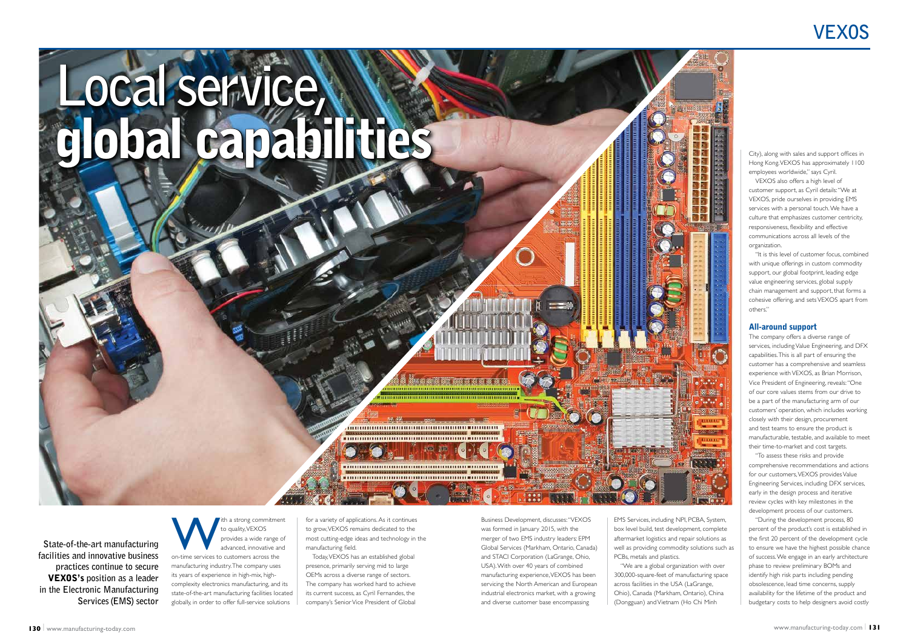# Local service, global capabilities

**State-of-the-art manufacturing facilities and innovative business practices continue to secure VEXOS's position as a leader in the Electronic Manufacturing Services (EMS) sector**

With a strong commitment to quality, VEXOS provides a wide range of advanced, innovative and on-time services to customers across the manufacturing industry. The company uses its years of experience in high-mix, high-complexity electronics manufacturing, and its state-of-the-art manufacturing facilities located globally, in order to offer full-service solutions for a variety of applications. As it continues to grow, VEXOS remains dedicated to the most cutting-edge ideas and technology in the manufacturing field.

Today, VEXOS has an established global presence, primarily serving mid to large OEMs across a diverse range of sectors. The company has worked hard to achieve its current success, as Cyril Fernandes, the company's Senior Vice President of Global Business Development, discusses: "VEXOS was formed in January 2015, with the merger of two EMS industry leaders: EPM Global Services (Markham, Ontario, Canada) and STACI Corporation (LaGrange, Ohio, USA). With over 40 years of combined manufacturing experience, VEXOS has been servicing the North American and European industrial electronics market, with a growing and diverse customer base encompassing EMS Services, including NPI, PCBA, System, box level build, test development, complete aftermarket logistics and repair solutions as well as providing commodity solutions such as PCBs, metals and plastics.

"We are a global organization with over 300,000-square-feet of manufacturing space across facilities in the USA (LaGrange, Ohio), Canada (Markham, Ontario), China (Dongguan) and Vietnam (Ho Chi Minh City), along with sales and support offices in Hong Kong. VEXOS has approximately 1100 employees worldwide," says Cyril.

VEXOS also offers a high level of customer support, as Cyril details: "We at VEXOS, pride ourselves in providing EMS services with a personal touch. We have a culture that emphasizes customer centricity, responsiveness, flexibility and effective communications across all levels of the organization.

"It is this level of customer focus, combined with unique offerings in custom commodity support, our global footprint, leading edge value engineering services, global supply chain management and support, that forms a cohesive offering, and sets VEXOS apart from others."

## All-around support

The company offers a diverse range of services, including Value Engineering, and DFX capabilities. This is all part of ensuring the customer has a comprehensive and seamless experience with VEXOS, as Brian Morrison, Vice President of Engineering, reveals: "One of our core values stems from our drive to be a part of the manufacturing arm of our customers' operation, which includes working closely with their design, procurement and test teams to ensure the product is manufacturable, testable, and available to meet their time-to-market and cost targets.

"To assess these risks and provide comprehensive recommendations and actions for our customers, VEXOS provides Value Engineering Services, including DFX services, early in the design process and iterative review cycles with key milestones in the development process of our customers.

"During the development process, 80 percent of the product's cost is established in the first 20 percent of the development cycle to ensure we have the highest possible chance of success. We engage in an early architecture phase to review preliminary BOMs and identify high risk parts including pending obsolescence, lead time concerns, supply availability for the lifetime of the product and budgetary costs to help designers avoid costly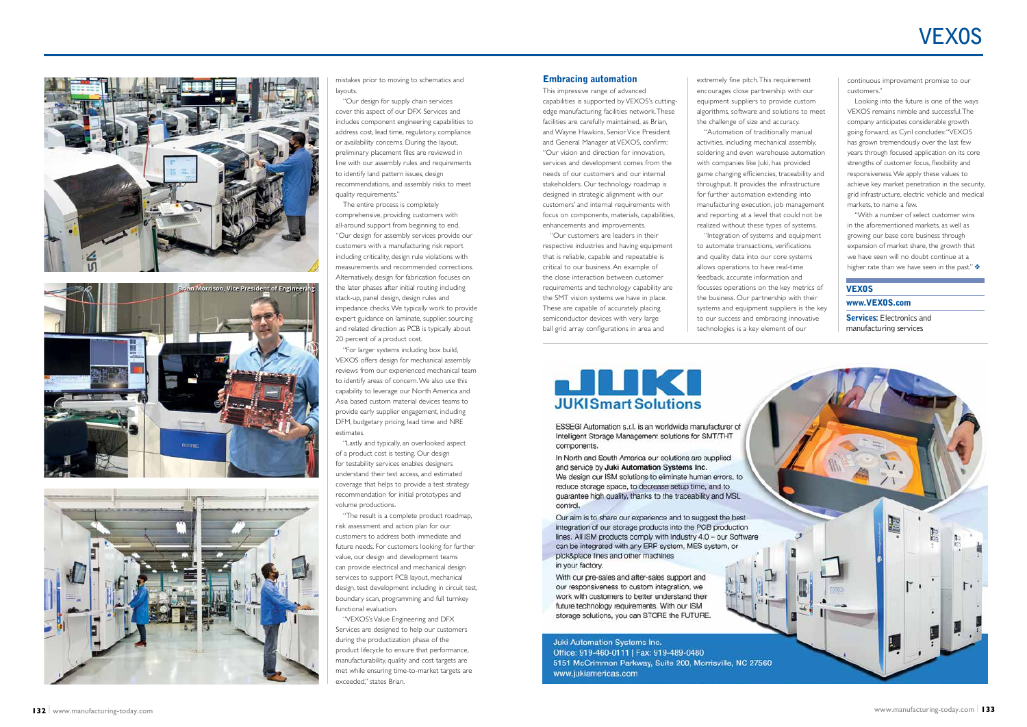mistakes prior to moving to schematics and layouts.

"Our design for supply chain services cover this aspect of our DFX Services and includes component engineering capabilities to address cost, lead time, regulatory, compliance or availability concerns. During the layout, preliminary placement files are reviewed in line with our assembly rules and requirements to identify land pattern issues, design recommendations, and assembly risks to meet quality requirements."

The entire process is completely comprehensive, providing customers with all-around support from beginning to end. "Our design for assembly services provide our customers with a manufacturing risk report including criticality, design rule violations with measurements and recommended corrections. Alternatively, design for fabrication focuses on the later phases after initial routing including stack-up, panel design, design rules and impedance checks. We typically work to provide expert guidance on laminate, supplier, sourcing and related direction as PCB is typically about 20 percent of a product cost.

"For larger systems including box build, VEXOS offers design for mechanical assembly reviews from our experienced mechanical team to identify areas of concern. We also use this capability to leverage our North America and Asia based custom material devices teams to provide early supplier engagement, including DFM, budgetary pricing, lead time and NRE estimates.

"Lastly and typically, an overlooked aspect of a product cost is testing. Our design for testability services enables designers understand their test access, and estimated coverage that helps to provide a test strategy recommendation for initial prototypes and volume productions.

"The result is a complete product roadmap, risk assessment and action plan for our customers to address both immediate and future needs. For customers looking for further value, our design and development teams can provide electrical and mechanical design services to support PCB layout, mechanical design, test development including in circuit test, boundary scan, programming and full turnkey functional evaluation.

"VEXOS's Value Engineering and DFX Services are designed to help our customers during the productization phase of the product lifecycle to ensure that performance, manufacturability, quality and cost targets are met while ensuring time-to-market targets are exceeded," states Brian.

Brian Morrison, Vice President of Engineering

## Embracing automation

This impressive range of advanced capabilities is supported by VEXOS's cutting-edge manufacturing facilities network. These facilities are carefully maintained, as Brian, and Wayne Hawkins, Senior Vice President and General Manager at VEXOS, confirm: "Our vision and direction for innovation, services and development comes from the needs of our customers and our internal stakeholders. Our technology roadmap is designed in strategic alignment with our customers' and internal requirements with focus on components, materials, capabilities, enhancements and improvements.

"Our customers are leaders in their respective industries and having equipment that is reliable, capable and repeatable is critical to our business. An example of the close interaction between customer requirements and technology capability are the SMT vision systems we have in place. These are capable of accurately placing semiconductor devices with very large ball grid array configurations in area and extremely fine pitch. This requirement encourages close partnership with our equipment suppliers to provide custom algorithms, software and solutions to meet the challenge of size and accuracy.

"Automation of traditionally manual activities, including mechanical assembly, soldering and even warehouse automation with companies like Juki, has provided game changing efficiencies, traceability and throughput. It provides the infrastructure for further automation extending into manufacturing execution, job management and reporting at a level that could not be realized without these types of systems.

"Integration of systems and equipment to automate transactions, verifications and quality data into our core systems allows operations to have real-time feedback, accurate information and focusses operations on the key metrics of the business. Our partnership with their systems and equipment suppliers is the key to our success and embracing innovative technologies is a key element of our continuous improvement promise to our customers."

Looking into the future is one of the ways VEXOS remains nimble and successful. The company anticipates considerable growth going forward, as Cyril concludes: "VEXOS has grown tremendously over the last few years through focused application on its core strengths of customer focus, flexibility and responsiveness. We apply these values to achieve key market penetration in the security, grid infrastructure, electric vehicle and medical markets, to name a few.

"With a number of select customer wins in the aforementioned markets, as well as growing our base core business through expansion of market share, the growth that we have seen will no doubt continue at a higher rate than we have seen in the past." ❖

**VEXOS**

**www.VEXOS.com**

**Services:** Electronics and manufacturing services

---

**JUKI Smart Solutions**

ESSEGI Automation s.r.l. is an worldwide manufacturer of Intelligent Storage Management solutions for SMT/THT components.

In North and South America our solutions are supplied and service by **Juki Automation Systems Inc.** We design our ISM solutions to eliminate human errors, to reduce storage space, to decrease setup time, and to guarantee high quality, thanks to the traceability and MSL control.

Our aim is to share our experience and to suggest the best integration of our storage products into the PCB production lines. All ISM products comply with Industry 4.0 – our Software can be integrated with any ERP system, MES system, or pick&place lines and other machines in your factory.

With our pre-sales and after-sales support and our responsiveness to custom integration, we work with customers to better understand their future technology requirements. With our ISM storage solutions, you can STORE the FUTURE.

Juki Automation Systems Inc.
Office: 919-460-0111 | Fax: 919-489-0480
5151 McCrimmon Parkway, Suite 200, Morrisville, NC 27560
www.jukiamericas.com